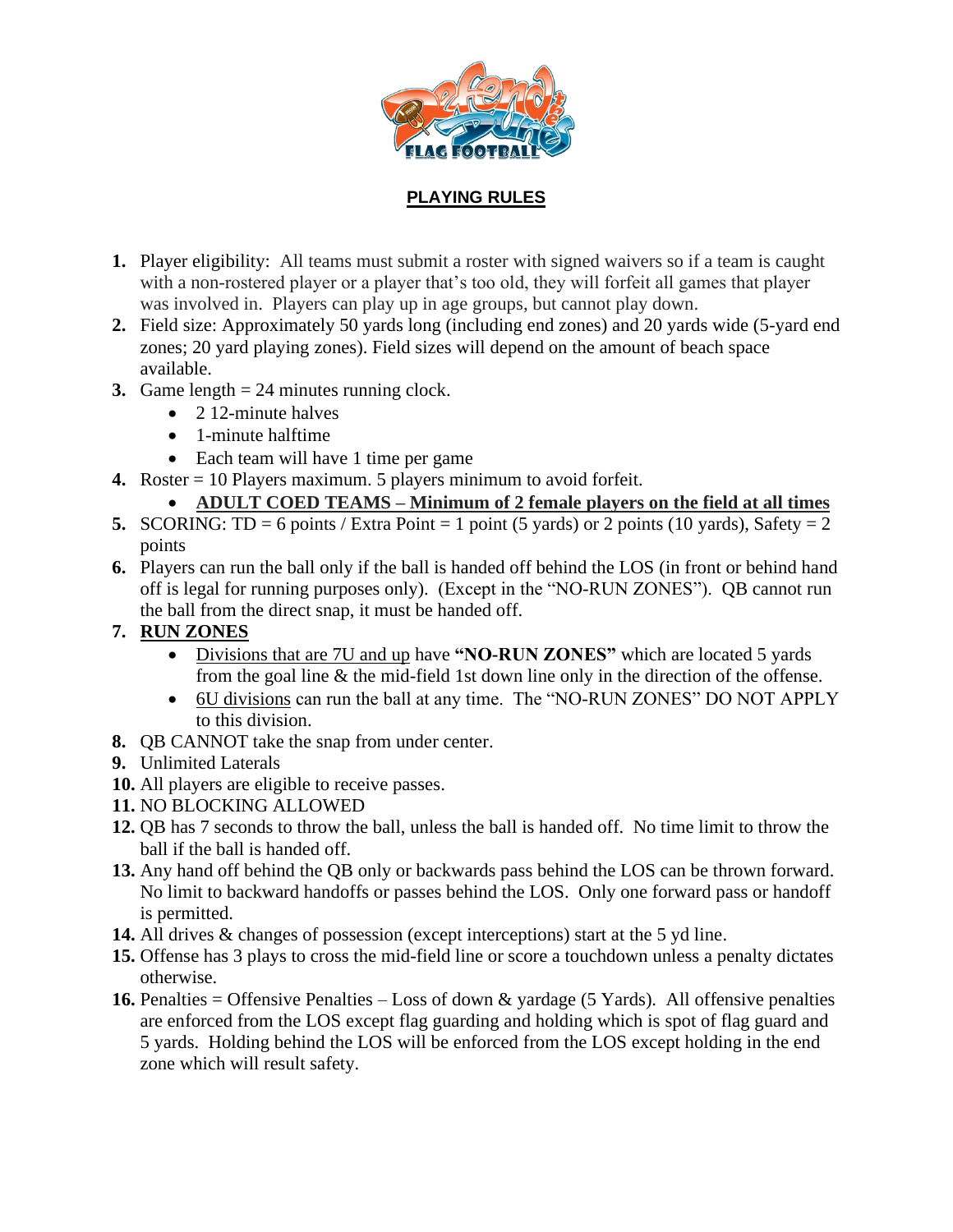## PLAYING RULES

1. Player eligibility: All teams must submit a roster with signed waivers so if a team is caught with a non-rostered player or a player that's too old, they will forfeit all games that player was involved in. Players can play up in age groups, but cannot play down.
2. Field size: Approximately 50 yards long (including end zones) and 20 yards wide (5-yard end zones; 20 yard playing zones). Field sizes will depend on the amount of beach space available.
3. Game length = 24 minutes running clock.
   - 2 12-minute halves
   - 1-minute halftime
   - Each team will have 1 time per game
4. Roster = 10 Players maximum. 5 players minimum to avoid forfeit.
   - **ADULT COED TEAMS – Minimum of 2 female players on the field at all times**
5. SCORING: TD = 6 points / Extra Point = 1 point (5 yards) or 2 points (10 yards), Safety = 2 points
6. Players can run the ball only if the ball is handed off behind the LOS (in front or behind hand off is legal for running purposes only). (Except in the "NO-RUN ZONES"). QB cannot run the ball from the direct snap, it must be handed off.
7. **RUN ZONES**
   - Divisions that are 7U and up have **"NO-RUN ZONES"** which are located 5 yards from the goal line & the mid-field 1st down line only in the direction of the offense.
   - 6U divisions can run the ball at any time. The "NO-RUN ZONES" DO NOT APPLY to this division.
8. QB CANNOT take the snap from under center.
9. Unlimited Laterals
10. All players are eligible to receive passes.
11. NO BLOCKING ALLOWED
12. QB has 7 seconds to throw the ball, unless the ball is handed off. No time limit to throw the ball if the ball is handed off.
13. Any hand off behind the QB only or backwards pass behind the LOS can be thrown forward. No limit to backward handoffs or passes behind the LOS. Only one forward pass or handoff is permitted.
14. All drives & changes of possession (except interceptions) start at the 5 yd line.
15. Offense has 3 plays to cross the mid-field line or score a touchdown unless a penalty dictates otherwise.
16. Penalties = Offensive Penalties – Loss of down & yardage (5 Yards). All offensive penalties are enforced from the LOS except flag guarding and holding which is spot of flag guard and 5 yards. Holding behind the LOS will be enforced from the LOS except holding in the end zone which will result safety.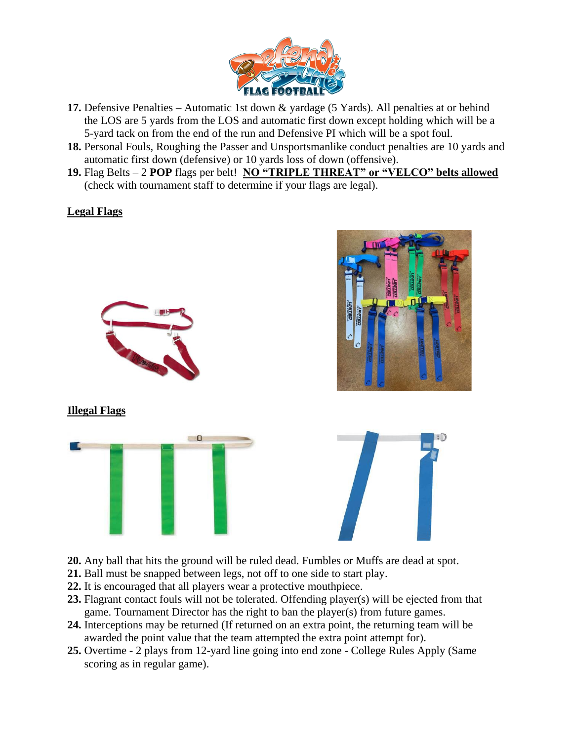17. Defensive Penalties – Automatic 1st down & yardage (5 Yards). All penalties at or behind the LOS are 5 yards from the LOS and automatic first down except holding which will be a 5-yard tack on from the end of the run and Defensive PI which will be a spot foul.
18. Personal Fouls, Roughing the Passer and Unsportsmanlike conduct penalties are 10 yards and automatic first down (defensive) or 10 yards loss of down (offensive).
19. Flag Belts – 2 **POP** flags per belt! **NO "TRIPLE THREAT" or "VELCO" belts allowed** (check with tournament staff to determine if your flags are legal).

**Legal Flags**

**Illegal Flags**

20. Any ball that hits the ground will be ruled dead. Fumbles or Muffs are dead at spot.
21. Ball must be snapped between legs, not off to one side to start play.
22. It is encouraged that all players wear a protective mouthpiece.
23. Flagrant contact fouls will not be tolerated. Offending player(s) will be ejected from that game. Tournament Director has the right to ban the player(s) from future games.
24. Interceptions may be returned (If returned on an extra point, the returning team will be awarded the point value that the team attempted the extra point attempt for).
25. Overtime - 2 plays from 12-yard line going into end zone - College Rules Apply (Same scoring as in regular game).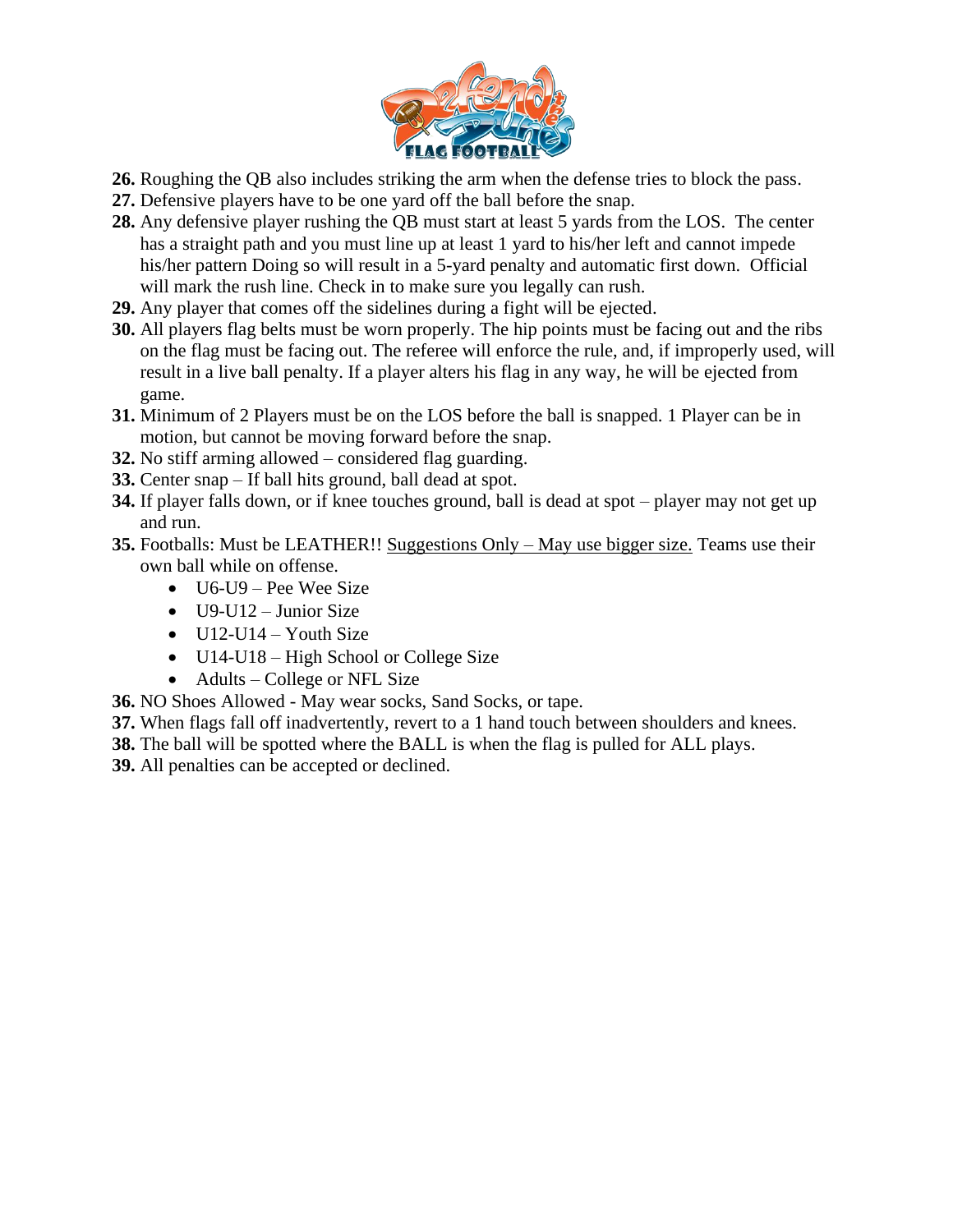26. Roughing the QB also includes striking the arm when the defense tries to block the pass.
27. Defensive players have to be one yard off the ball before the snap.
28. Any defensive player rushing the QB must start at least 5 yards from the LOS. The center has a straight path and you must line up at least 1 yard to his/her left and cannot impede his/her pattern Doing so will result in a 5-yard penalty and automatic first down. Official will mark the rush line. Check in to make sure you legally can rush.
29. Any player that comes off the sidelines during a fight will be ejected.
30. All players flag belts must be worn properly. The hip points must be facing out and the ribs on the flag must be facing out. The referee will enforce the rule, and, if improperly used, will result in a live ball penalty. If a player alters his flag in any way, he will be ejected from game.
31. Minimum of 2 Players must be on the LOS before the ball is snapped. 1 Player can be in motion, but cannot be moving forward before the snap.
32. No stiff arming allowed – considered flag guarding.
33. Center snap – If ball hits ground, ball dead at spot.
34. If player falls down, or if knee touches ground, ball is dead at spot – player may not get up and run.
35. Footballs: Must be LEATHER!! <u>Suggestions Only – May use bigger size.</u> Teams use their own ball while on offense.
    - U6-U9 – Pee Wee Size
    - U9-U12 – Junior Size
    - U12-U14 – Youth Size
    - U14-U18 – High School or College Size
    - Adults – College or NFL Size
36. NO Shoes Allowed - May wear socks, Sand Socks, or tape.
37. When flags fall off inadvertently, revert to a 1 hand touch between shoulders and knees.
38. The ball will be spotted where the BALL is when the flag is pulled for ALL plays.
39. All penalties can be accepted or declined.